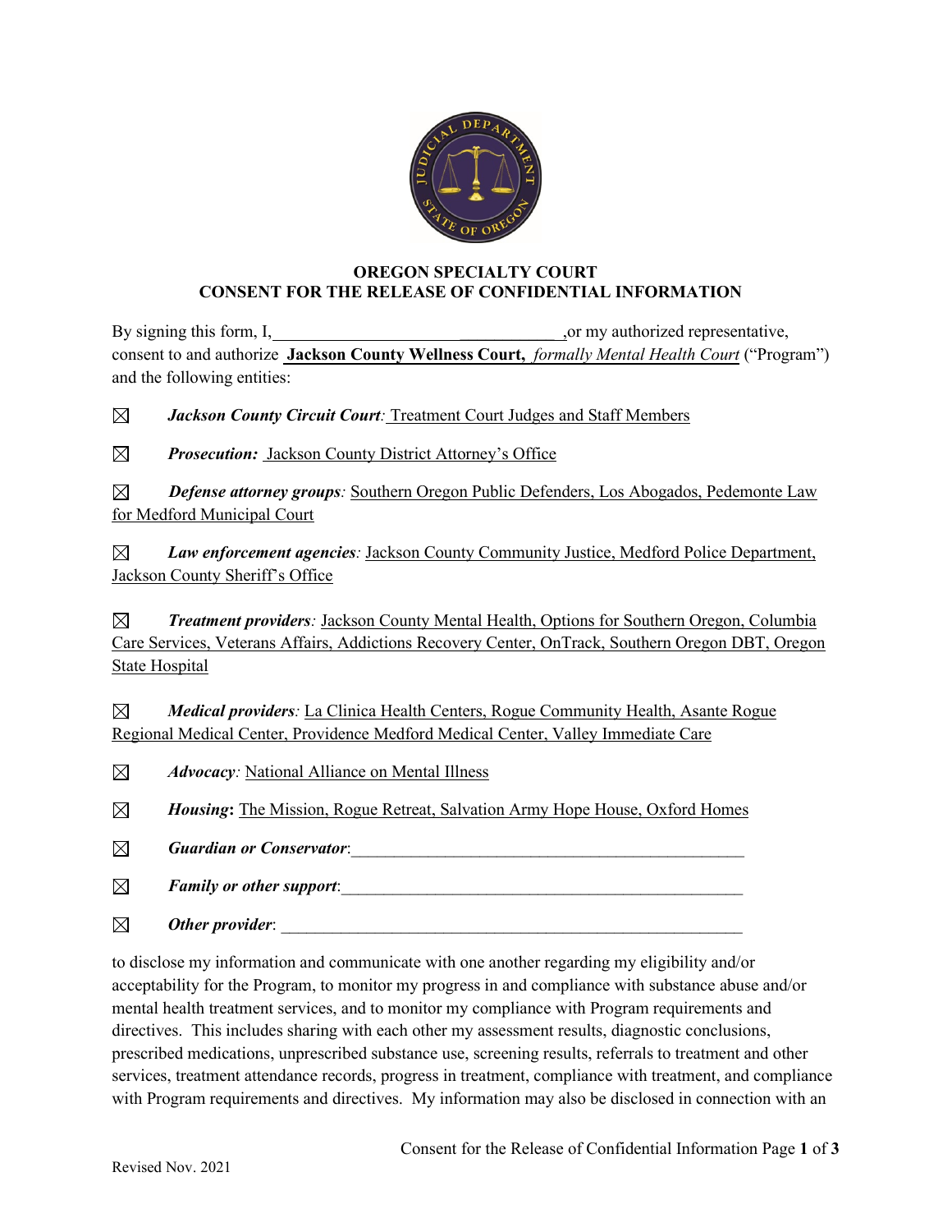## OREGON SPECIALTY COURT
## CONSENT FOR THE RELEASE OF CONFIDENTIAL INFORMATION

By signing this form, I, ____________________________________, or my authorized representative, consent to and authorize **Jackson County Wellness Court,** *formally Mental Health Court* ("Program") and the following entities:

☒ ***Jackson County Circuit Court**: Treatment Court Judges and Staff Members*

☒ ***Prosecution:*** Jackson County District Attorney's Office

☒ ***Defense attorney groups**:* Southern Oregon Public Defenders, Los Abogados, Pedemonte Law for Medford Municipal Court

☒ ***Law enforcement agencies**:* Jackson County Community Justice, Medford Police Department, Jackson County Sheriff's Office

☒ ***Treatment providers**:* Jackson County Mental Health, Options for Southern Oregon, Columbia Care Services, Veterans Affairs, Addictions Recovery Center, OnTrack, Southern Oregon DBT, Oregon State Hospital

☒ ***Medical providers**:* La Clinica Health Centers, Rogue Community Health, Asante Rogue Regional Medical Center, Providence Medford Medical Center, Valley Immediate Care

☒ ***Advocacy**:* National Alliance on Mental Illness

☒ ***Housing*: ** The Mission, Rogue Retreat, Salvation Army Hope House, Oxford Homes

☒ ***Guardian or Conservator***:________________________________________________

☒ ***Family or other support***:________________________________________________

☒ ***Other provider***: ________________________________________________________

to disclose my information and communicate with one another regarding my eligibility and/or acceptability for the Program, to monitor my progress in and compliance with substance abuse and/or mental health treatment services, and to monitor my compliance with Program requirements and directives. This includes sharing with each other my assessment results, diagnostic conclusions, prescribed medications, unprescribed substance use, screening results, referrals to treatment and other services, treatment attendance records, progress in treatment, compliance with treatment, and compliance with Program requirements and directives. My information may also be disclosed in connection with an

Revised Nov. 2021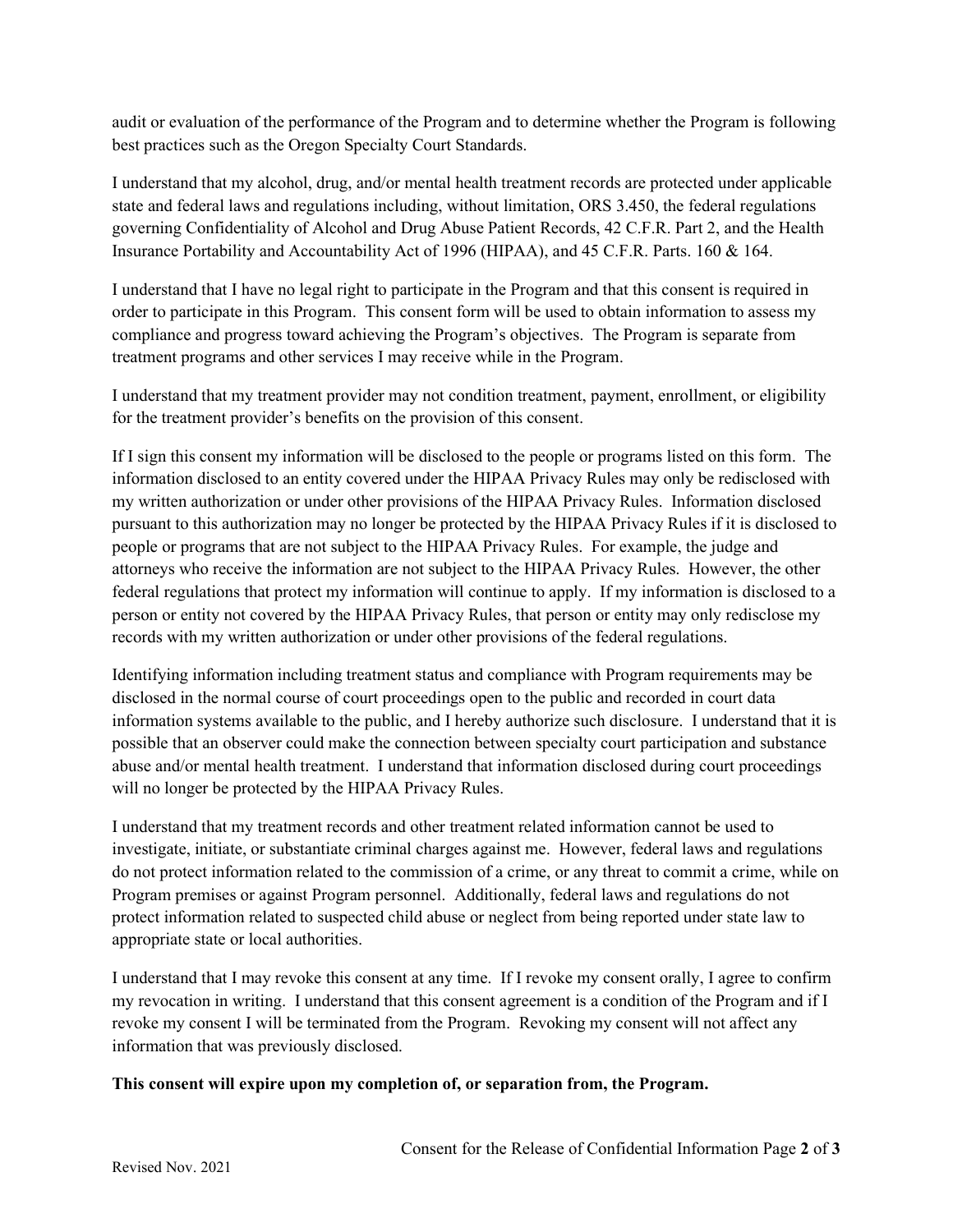audit or evaluation of the performance of the Program and to determine whether the Program is following best practices such as the Oregon Specialty Court Standards.

I understand that my alcohol, drug, and/or mental health treatment records are protected under applicable state and federal laws and regulations including, without limitation, ORS 3.450, the federal regulations governing Confidentiality of Alcohol and Drug Abuse Patient Records, 42 C.F.R. Part 2, and the Health Insurance Portability and Accountability Act of 1996 (HIPAA), and 45 C.F.R. Parts. 160 & 164.

I understand that I have no legal right to participate in the Program and that this consent is required in order to participate in this Program. This consent form will be used to obtain information to assess my compliance and progress toward achieving the Program's objectives. The Program is separate from treatment programs and other services I may receive while in the Program.

I understand that my treatment provider may not condition treatment, payment, enrollment, or eligibility for the treatment provider's benefits on the provision of this consent.

If I sign this consent my information will be disclosed to the people or programs listed on this form. The information disclosed to an entity covered under the HIPAA Privacy Rules may only be redisclosed with my written authorization or under other provisions of the HIPAA Privacy Rules. Information disclosed pursuant to this authorization may no longer be protected by the HIPAA Privacy Rules if it is disclosed to people or programs that are not subject to the HIPAA Privacy Rules. For example, the judge and attorneys who receive the information are not subject to the HIPAA Privacy Rules. However, the other federal regulations that protect my information will continue to apply. If my information is disclosed to a person or entity not covered by the HIPAA Privacy Rules, that person or entity may only redisclose my records with my written authorization or under other provisions of the federal regulations.

Identifying information including treatment status and compliance with Program requirements may be disclosed in the normal course of court proceedings open to the public and recorded in court data information systems available to the public, and I hereby authorize such disclosure. I understand that it is possible that an observer could make the connection between specialty court participation and substance abuse and/or mental health treatment. I understand that information disclosed during court proceedings will no longer be protected by the HIPAA Privacy Rules.

I understand that my treatment records and other treatment related information cannot be used to investigate, initiate, or substantiate criminal charges against me. However, federal laws and regulations do not protect information related to the commission of a crime, or any threat to commit a crime, while on Program premises or against Program personnel. Additionally, federal laws and regulations do not protect information related to suspected child abuse or neglect from being reported under state law to appropriate state or local authorities.

I understand that I may revoke this consent at any time. If I revoke my consent orally, I agree to confirm my revocation in writing. I understand that this consent agreement is a condition of the Program and if I revoke my consent I will be terminated from the Program. Revoking my consent will not affect any information that was previously disclosed.

**This consent will expire upon my completion of, or separation from, the Program.**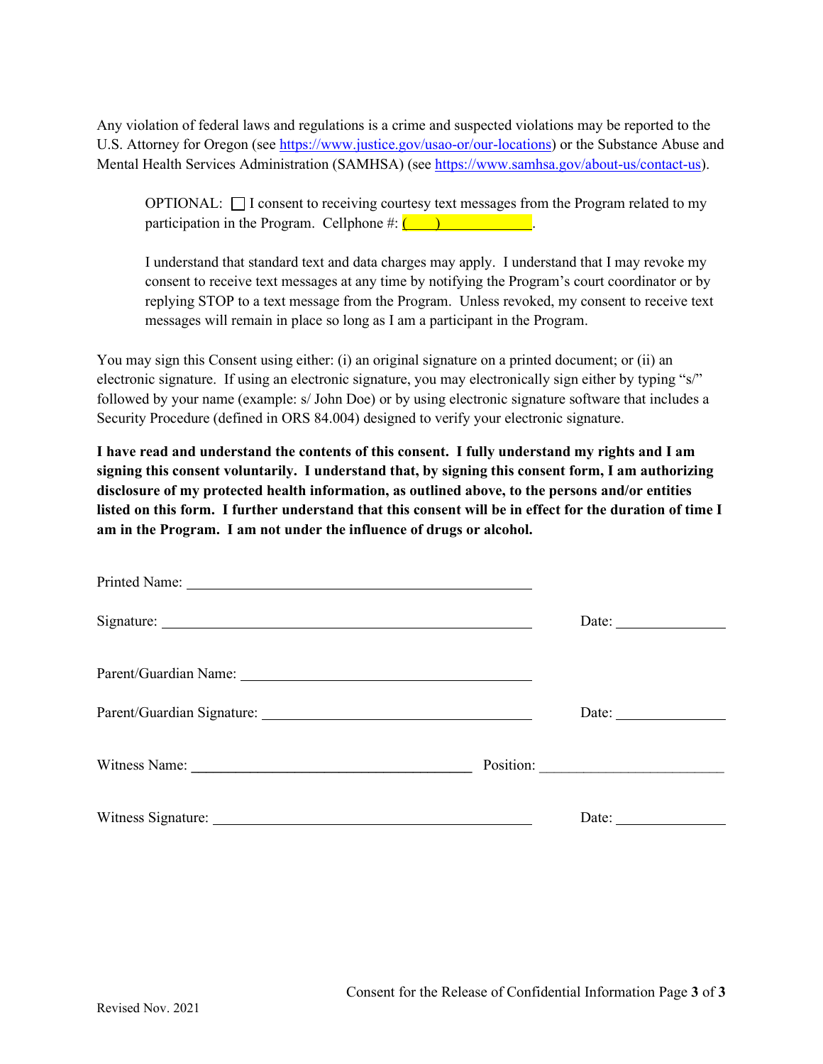Any violation of federal laws and regulations is a crime and suspected violations may be reported to the U.S. Attorney for Oregon (see https://www.justice.gov/usao-or/our-locations) or the Substance Abuse and Mental Health Services Administration (SAMHSA) (see https://www.samhsa.gov/about-us/contact-us).

> OPTIONAL: ☐ I consent to receiving courtesy text messages from the Program related to my participation in the Program. Cellphone #: (\_\_\_\_) \_\_\_\_\_\_\_\_\_\_\_\_\_\_.
>
> I understand that standard text and data charges may apply. I understand that I may revoke my consent to receive text messages at any time by notifying the Program's court coordinator or by replying STOP to a text message from the Program. Unless revoked, my consent to receive text messages will remain in place so long as I am a participant in the Program.

You may sign this Consent using either: (i) an original signature on a printed document; or (ii) an electronic signature. If using an electronic signature, you may electronically sign either by typing "s/" followed by your name (example: s/ John Doe) or by using electronic signature software that includes a Security Procedure (defined in ORS 84.004) designed to verify your electronic signature.

**I have read and understand the contents of this consent. I fully understand my rights and I am signing this consent voluntarily. I understand that, by signing this consent form, I am authorizing disclosure of my protected health information, as outlined above, to the persons and/or entities listed on this form. I further understand that this consent will be in effect for the duration of time I am in the Program. I am not under the influence of drugs or alcohol.**

Printed Name: \_\_\_\_\_\_\_\_\_\_\_\_\_\_\_\_\_\_\_\_\_\_\_\_\_\_\_\_\_\_\_\_\_\_\_\_\_\_\_\_

Signature: \_\_\_\_\_\_\_\_\_\_\_\_\_\_\_\_\_\_\_\_\_\_\_\_\_\_\_\_\_\_\_\_\_\_\_\_\_\_\_\_ Date: \_\_\_\_\_\_\_\_\_\_\_\_

Parent/Guardian Name: \_\_\_\_\_\_\_\_\_\_\_\_\_\_\_\_\_\_\_\_\_\_\_\_\_\_\_\_\_\_\_\_\_\_

Parent/Guardian Signature: \_\_\_\_\_\_\_\_\_\_\_\_\_\_\_\_\_\_\_\_\_\_\_\_\_\_\_\_\_\_\_ Date: \_\_\_\_\_\_\_\_\_\_\_\_

Witness Name: \_\_\_\_\_\_\_\_\_\_\_\_\_\_\_\_\_\_\_\_\_\_\_\_\_\_\_\_\_\_\_\_ Position: \_\_\_\_\_\_\_\_\_\_\_\_\_\_\_\_\_\_\_\_

Witness Signature: \_\_\_\_\_\_\_\_\_\_\_\_\_\_\_\_\_\_\_\_\_\_\_\_\_\_\_\_\_\_\_\_\_\_\_\_ Date: \_\_\_\_\_\_\_\_\_\_\_\_

Revised Nov. 2021